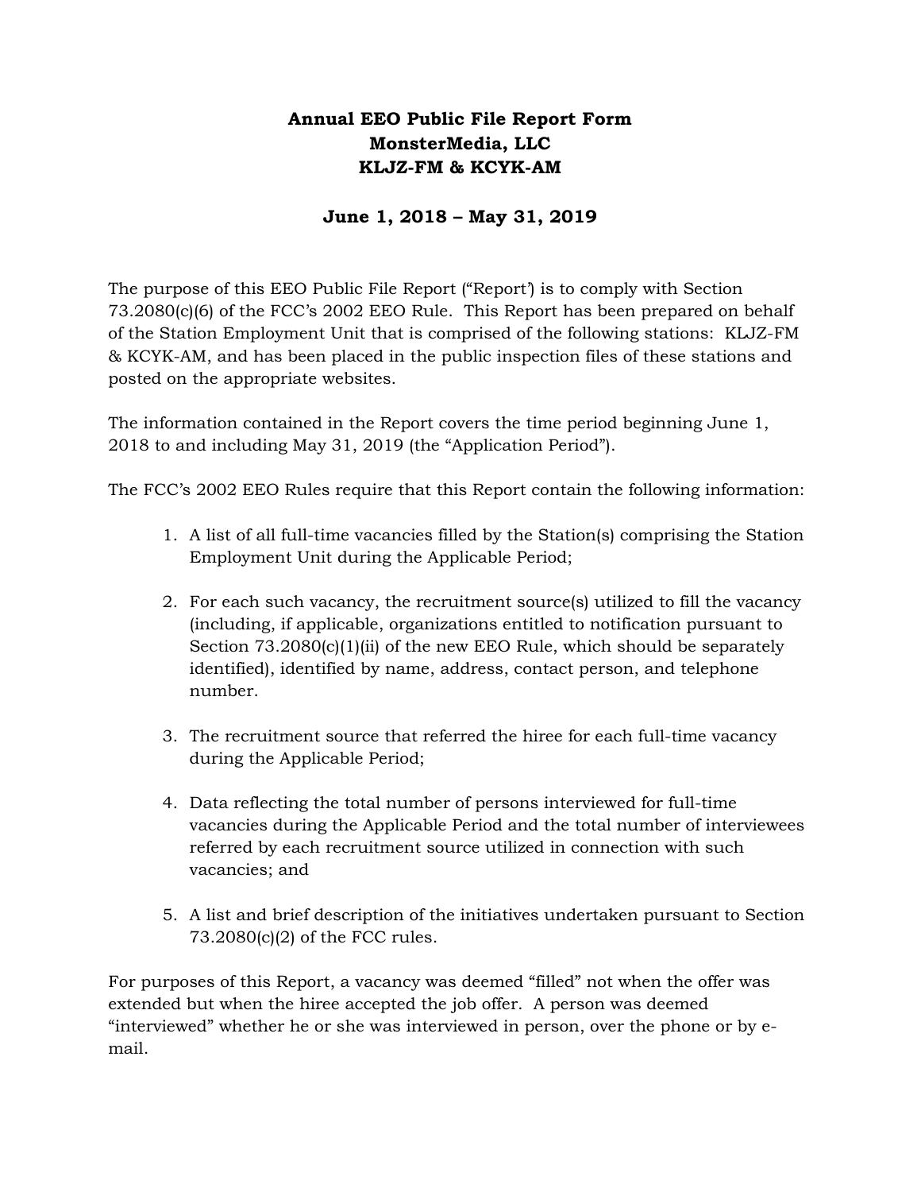**Annual EEO Public File Report Form**
**MonsterMedia, LLC**
**KLJZ-FM & KCYK-AM**

**June 1, 2018 – May 31, 2019**

The purpose of this EEO Public File Report ("Report') is to comply with Section 73.2080(c)(6) of the FCC's 2002 EEO Rule. This Report has been prepared on behalf of the Station Employment Unit that is comprised of the following stations: KLJZ-FM & KCYK-AM, and has been placed in the public inspection files of these stations and posted on the appropriate websites.

The information contained in the Report covers the time period beginning June 1, 2018 to and including May 31, 2019 (the "Application Period").

The FCC's 2002 EEO Rules require that this Report contain the following information:

1. A list of all full-time vacancies filled by the Station(s) comprising the Station Employment Unit during the Applicable Period;

2. For each such vacancy, the recruitment source(s) utilized to fill the vacancy (including, if applicable, organizations entitled to notification pursuant to Section 73.2080(c)(1)(ii) of the new EEO Rule, which should be separately identified), identified by name, address, contact person, and telephone number.

3. The recruitment source that referred the hiree for each full-time vacancy during the Applicable Period;

4. Data reflecting the total number of persons interviewed for full-time vacancies during the Applicable Period and the total number of interviewees referred by each recruitment source utilized in connection with such vacancies; and

5. A list and brief description of the initiatives undertaken pursuant to Section 73.2080(c)(2) of the FCC rules.

For purposes of this Report, a vacancy was deemed "filled" not when the offer was extended but when the hiree accepted the job offer. A person was deemed "interviewed" whether he or she was interviewed in person, over the phone or by e-mail.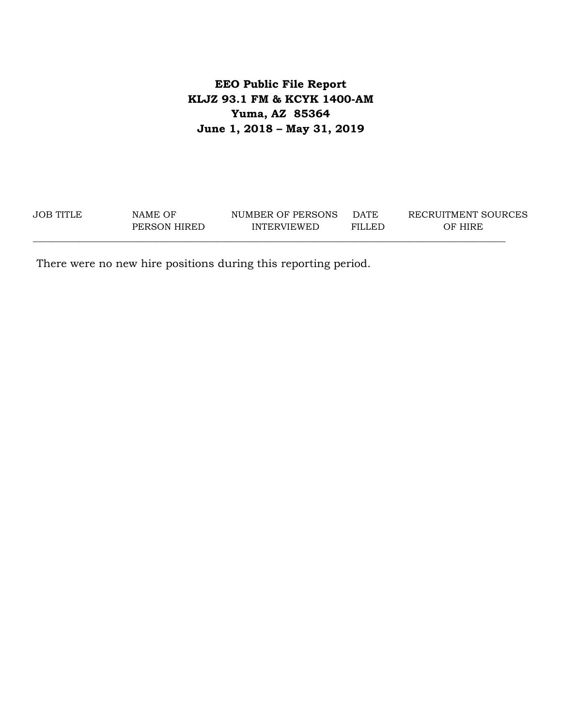**EEO Public File Report**
**KLJZ 93.1 FM & KCYK 1400-AM**
**Yuma, AZ 85364**
**June 1, 2018 – May 31, 2019**

| JOB TITLE | NAME OF PERSON HIRED | NUMBER OF PERSONS INTERVIEWED | DATE FILLED | RECRUITMENT SOURCES OF HIRE |
|---|---|---|---|---|

There were no new hire positions during this reporting period.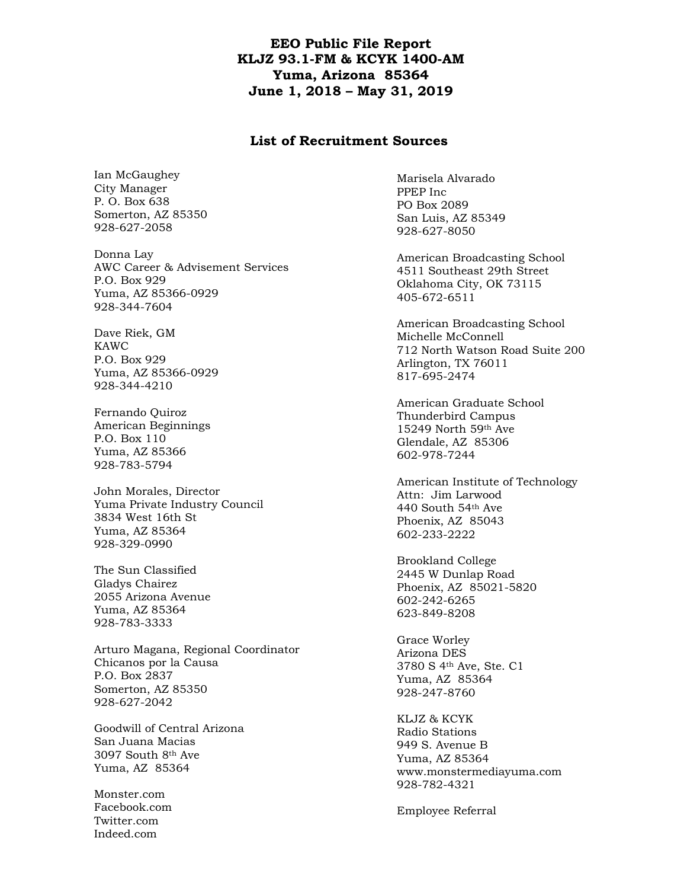# EEO Public File Report
# KLJZ 93.1-FM & KCYK 1400-AM
# Yuma, Arizona 85364
# June 1, 2018 – May 31, 2019

## List of Recruitment Sources

Ian McGaughey  
City Manager  
P. O. Box 638  
Somerton, AZ 85350  
928-627-2058

Donna Lay  
AWC Career & Advisement Services  
P.O. Box 929  
Yuma, AZ 85366-0929  
928-344-7604

Dave Riek, GM  
KAWC  
P.O. Box 929  
Yuma, AZ 85366-0929  
928-344-4210

Fernando Quiroz  
American Beginnings  
P.O. Box 110  
Yuma, AZ 85366  
928-783-5794

John Morales, Director  
Yuma Private Industry Council  
3834 West 16th St  
Yuma, AZ 85364  
928-329-0990

The Sun Classified  
Gladys Chairez  
2055 Arizona Avenue  
Yuma, AZ 85364  
928-783-3333

Arturo Magana, Regional Coordinator  
Chicanos por la Causa  
P.O. Box 2837  
Somerton, AZ 85350  
928-627-2042

Goodwill of Central Arizona  
San Juana Macias  
3097 South 8th Ave  
Yuma, AZ 85364

Monster.com  
Facebook.com  
Twitter.com  
Indeed.com

Marisela Alvarado  
PPEP Inc  
PO Box 2089  
San Luis, AZ 85349  
928-627-8050

American Broadcasting School  
4511 Southeast 29th Street  
Oklahoma City, OK 73115  
405-672-6511

American Broadcasting School  
Michelle McConnell  
712 North Watson Road Suite 200  
Arlington, TX 76011  
817-695-2474

American Graduate School  
Thunderbird Campus  
15249 North 59th Ave  
Glendale, AZ 85306  
602-978-7244

American Institute of Technology  
Attn: Jim Larwood  
440 South 54th Ave  
Phoenix, AZ 85043  
602-233-2222

Brookland College  
2445 W Dunlap Road  
Phoenix, AZ 85021-5820  
602-242-6265  
623-849-8208

Grace Worley  
Arizona DES  
3780 S 4th Ave, Ste. C1  
Yuma, AZ 85364  
928-247-8760

KLJZ & KCYK  
Radio Stations  
949 S. Avenue B  
Yuma, AZ 85364  
www.monstermediayuma.com  
928-782-4321

Employee Referral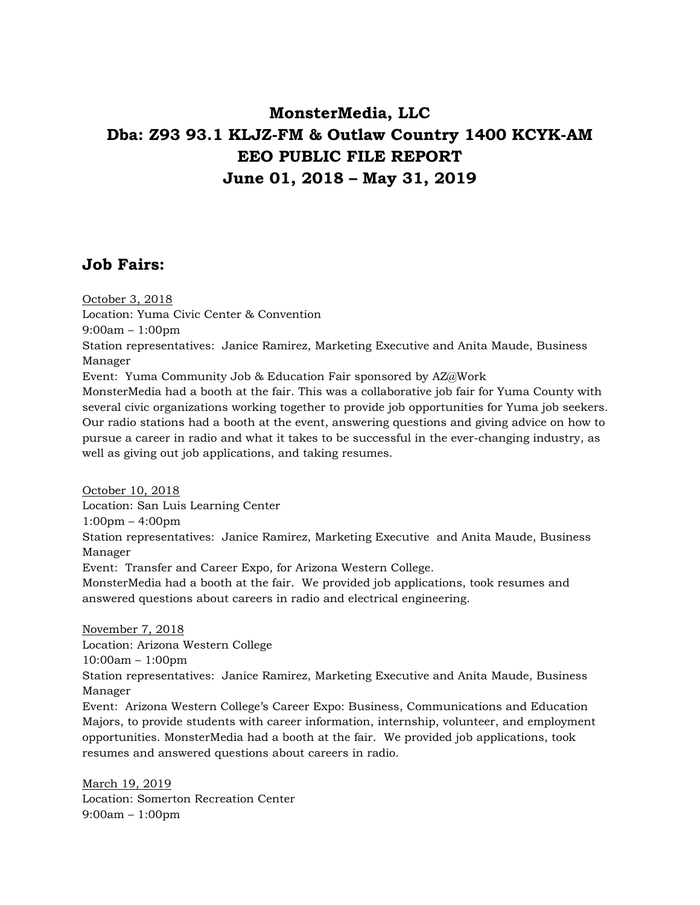# MonsterMedia, LLC
# Dba: Z93 93.1 KLJZ-FM & Outlaw Country 1400 KCYK-AM
# EEO PUBLIC FILE REPORT
# June 01, 2018 – May 31, 2019

## Job Fairs:

<u>October 3, 2018</u>
Location: Yuma Civic Center & Convention
9:00am – 1:00pm
Station representatives: Janice Ramirez, Marketing Executive and Anita Maude, Business Manager
Event: Yuma Community Job & Education Fair sponsored by AZ@Work
MonsterMedia had a booth at the fair. This was a collaborative job fair for Yuma County with several civic organizations working together to provide job opportunities for Yuma job seekers. Our radio stations had a booth at the event, answering questions and giving advice on how to pursue a career in radio and what it takes to be successful in the ever-changing industry, as well as giving out job applications, and taking resumes.

<u>October 10, 2018</u>
Location: San Luis Learning Center
1:00pm – 4:00pm
Station representatives: Janice Ramirez, Marketing Executive and Anita Maude, Business Manager
Event: Transfer and Career Expo, for Arizona Western College.
MonsterMedia had a booth at the fair. We provided job applications, took resumes and answered questions about careers in radio and electrical engineering.

<u>November 7, 2018</u>
Location: Arizona Western College
10:00am – 1:00pm
Station representatives: Janice Ramirez, Marketing Executive and Anita Maude, Business Manager
Event: Arizona Western College's Career Expo: Business, Communications and Education Majors, to provide students with career information, internship, volunteer, and employment opportunities. MonsterMedia had a booth at the fair. We provided job applications, took resumes and answered questions about careers in radio.

<u>March 19, 2019</u>
Location: Somerton Recreation Center
9:00am – 1:00pm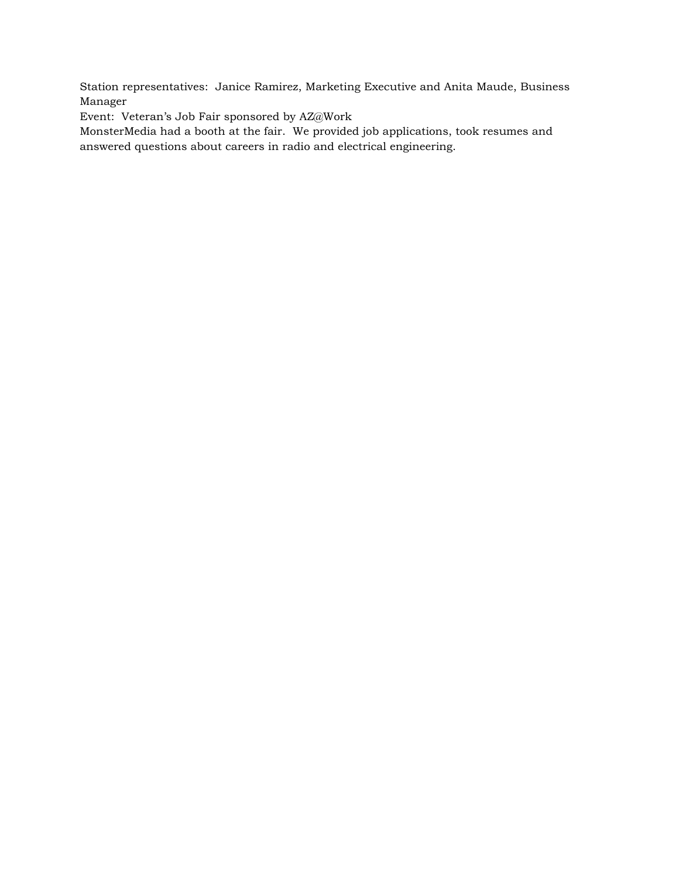Station representatives:  Janice Ramirez, Marketing Executive and Anita Maude, Business Manager
Event:  Veteran's Job Fair sponsored by AZ@Work
MonsterMedia had a booth at the fair.  We provided job applications, took resumes and answered questions about careers in radio and electrical engineering.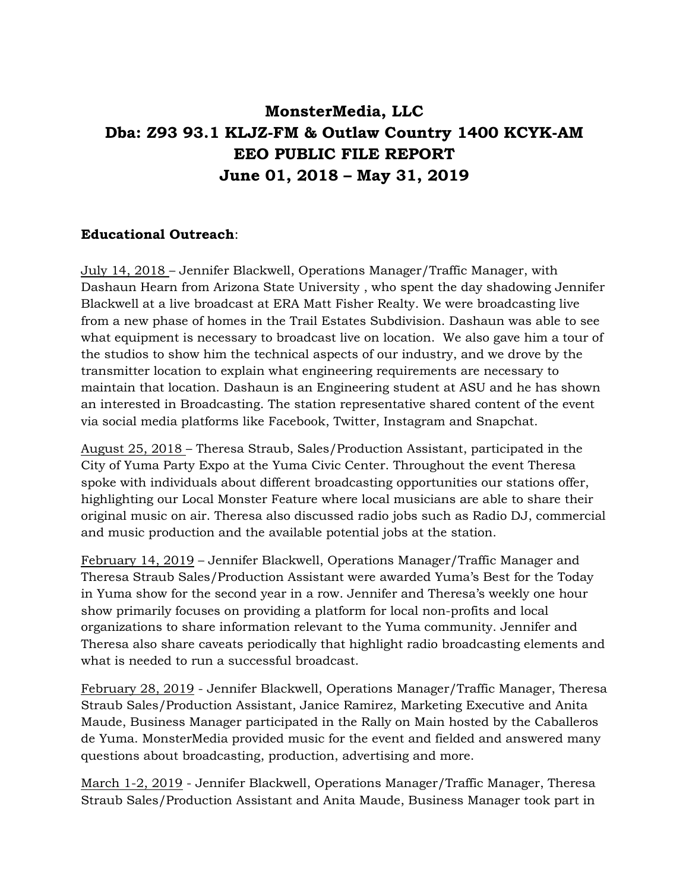# MonsterMedia, LLC
# Dba: Z93 93.1 KLJZ-FM & Outlaw Country 1400 KCYK-AM
# EEO PUBLIC FILE REPORT
# June 01, 2018 – May 31, 2019

**Educational Outreach**:

July 14, 2018 – Jennifer Blackwell, Operations Manager/Traffic Manager, with Dashaun Hearn from Arizona State University , who spent the day shadowing Jennifer Blackwell at a live broadcast at ERA Matt Fisher Realty. We were broadcasting live from a new phase of homes in the Trail Estates Subdivision. Dashaun was able to see what equipment is necessary to broadcast live on location. We also gave him a tour of the studios to show him the technical aspects of our industry, and we drove by the transmitter location to explain what engineering requirements are necessary to maintain that location. Dashaun is an Engineering student at ASU and he has shown an interested in Broadcasting. The station representative shared content of the event via social media platforms like Facebook, Twitter, Instagram and Snapchat.

August 25, 2018 – Theresa Straub, Sales/Production Assistant, participated in the City of Yuma Party Expo at the Yuma Civic Center. Throughout the event Theresa spoke with individuals about different broadcasting opportunities our stations offer, highlighting our Local Monster Feature where local musicians are able to share their original music on air. Theresa also discussed radio jobs such as Radio DJ, commercial and music production and the available potential jobs at the station.

February 14, 2019 – Jennifer Blackwell, Operations Manager/Traffic Manager and Theresa Straub Sales/Production Assistant were awarded Yuma's Best for the Today in Yuma show for the second year in a row. Jennifer and Theresa's weekly one hour show primarily focuses on providing a platform for local non-profits and local organizations to share information relevant to the Yuma community. Jennifer and Theresa also share caveats periodically that highlight radio broadcasting elements and what is needed to run a successful broadcast.

February 28, 2019 - Jennifer Blackwell, Operations Manager/Traffic Manager, Theresa Straub Sales/Production Assistant, Janice Ramirez, Marketing Executive and Anita Maude, Business Manager participated in the Rally on Main hosted by the Caballeros de Yuma. MonsterMedia provided music for the event and fielded and answered many questions about broadcasting, production, advertising and more.

March 1-2, 2019 - Jennifer Blackwell, Operations Manager/Traffic Manager, Theresa Straub Sales/Production Assistant and Anita Maude, Business Manager took part in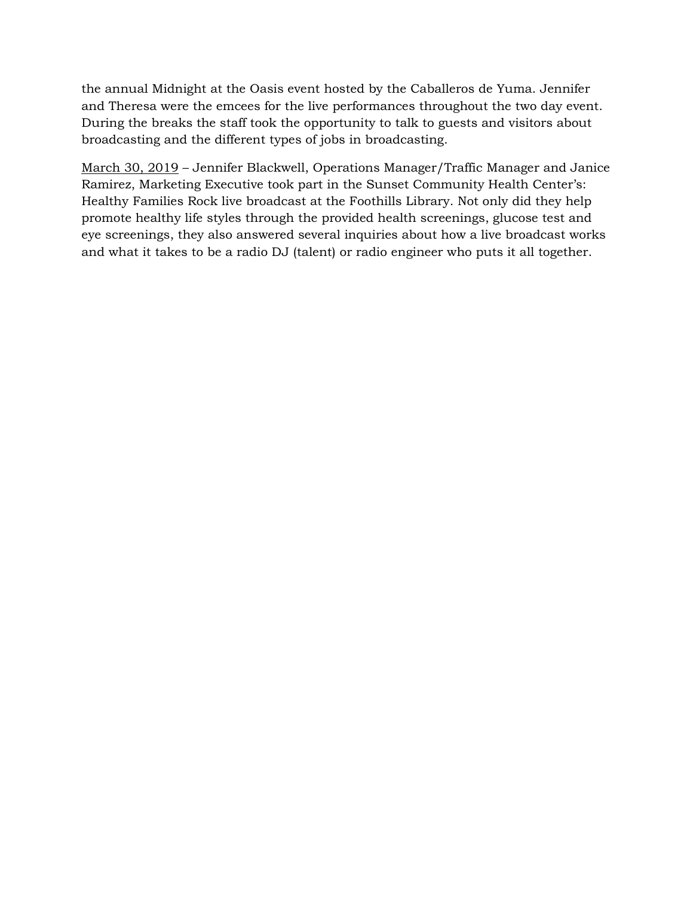the annual Midnight at the Oasis event hosted by the Caballeros de Yuma. Jennifer and Theresa were the emcees for the live performances throughout the two day event. During the breaks the staff took the opportunity to talk to guests and visitors about broadcasting and the different types of jobs in broadcasting.

<u>March 30, 2019</u> – Jennifer Blackwell, Operations Manager/Traffic Manager and Janice Ramirez, Marketing Executive took part in the Sunset Community Health Center's: Healthy Families Rock live broadcast at the Foothills Library. Not only did they help promote healthy life styles through the provided health screenings, glucose test and eye screenings, they also answered several inquiries about how a live broadcast works and what it takes to be a radio DJ (talent) or radio engineer who puts it all together.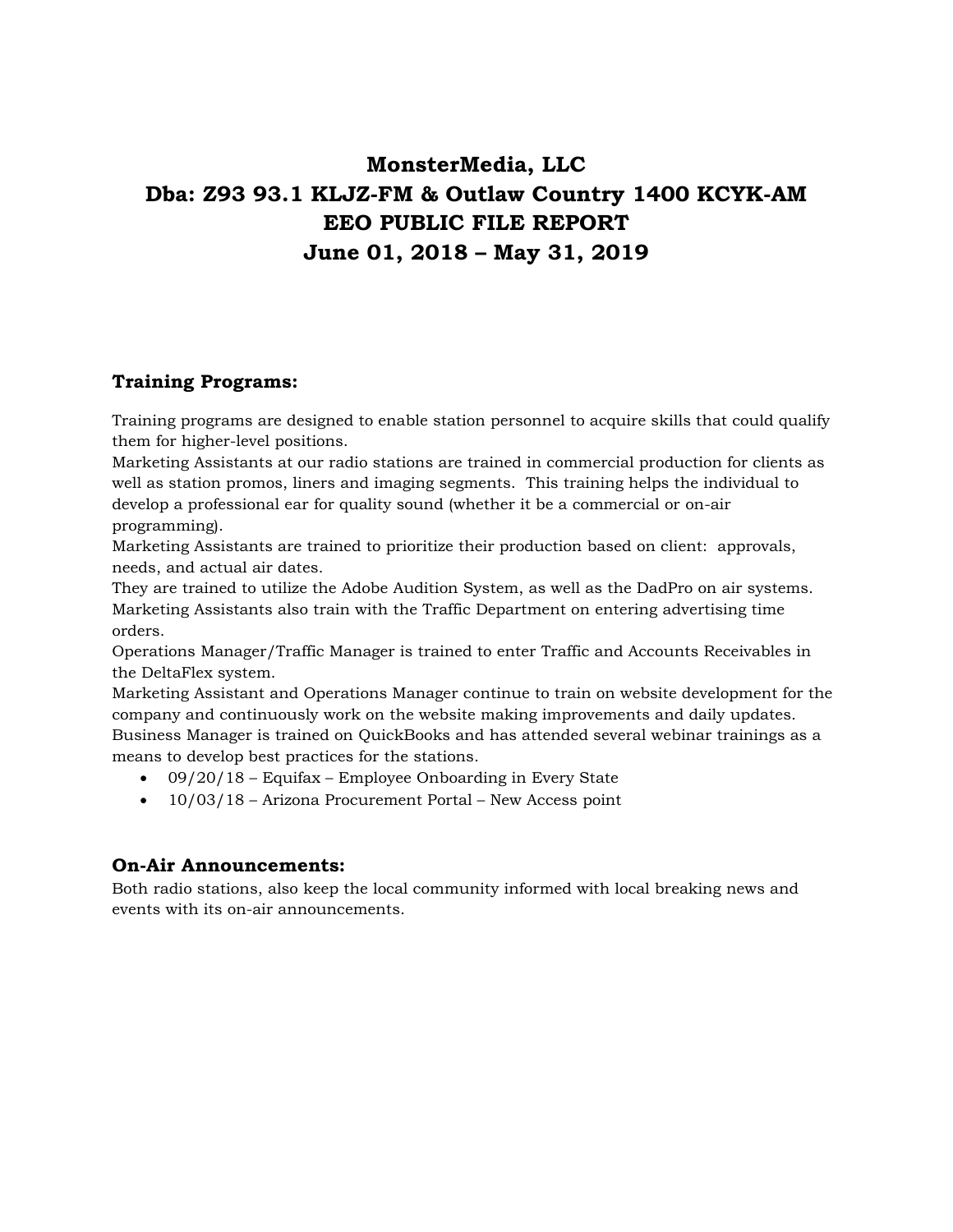# MonsterMedia, LLC
# Dba: Z93 93.1 KLJZ-FM & Outlaw Country 1400 KCYK-AM
# EEO PUBLIC FILE REPORT
# June 01, 2018 – May 31, 2019

### Training Programs:

Training programs are designed to enable station personnel to acquire skills that could qualify them for higher-level positions.
Marketing Assistants at our radio stations are trained in commercial production for clients as well as station promos, liners and imaging segments. This training helps the individual to develop a professional ear for quality sound (whether it be a commercial or on-air programming).
Marketing Assistants are trained to prioritize their production based on client: approvals, needs, and actual air dates.
They are trained to utilize the Adobe Audition System, as well as the DadPro on air systems.
Marketing Assistants also train with the Traffic Department on entering advertising time orders.
Operations Manager/Traffic Manager is trained to enter Traffic and Accounts Receivables in the DeltaFlex system.
Marketing Assistant and Operations Manager continue to train on website development for the company and continuously work on the website making improvements and daily updates.
Business Manager is trained on QuickBooks and has attended several webinar trainings as a means to develop best practices for the stations.

- 09/20/18 – Equifax – Employee Onboarding in Every State
- 10/03/18 – Arizona Procurement Portal – New Access point

### On-Air Announcements:

Both radio stations, also keep the local community informed with local breaking news and events with its on-air announcements.